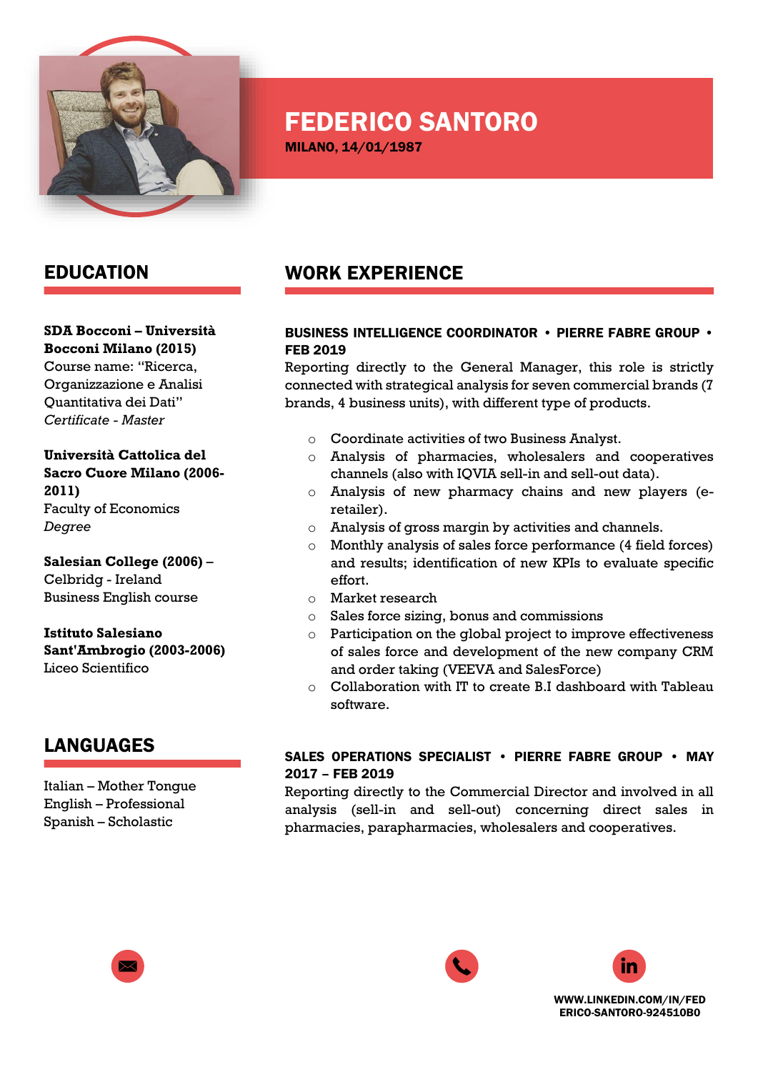# FEDERICO SANTORO

**MILANO, 14/01/1987**

## EDUCATION

**SDA Bocconi – Università Bocconi Milano (2015)**
Course name: "Ricerca, Organizzazione e Analisi Quantitativa dei Dati"
*Certificate - Master*

**Università Cattolica del Sacro Cuore Milano (2006-2011)**
Faculty of Economics
*Degree*

**Salesian College (2006)** – Celbridg - Ireland
Business English course

**Istituto Salesiano Sant'Ambrogio (2003-2006)**
Liceo Scientifico

## LANGUAGES

Italian – Mother Tongue
English – Professional
Spanish – Scholastic

## WORK EXPERIENCE

**BUSINESS INTELLIGENCE COORDINATOR • PIERRE FABRE GROUP • FEB 2019**

Reporting directly to the General Manager, this role is strictly connected with strategical analysis for seven commercial brands (7 brands, 4 business units), with different type of products.

- Coordinate activities of two Business Analyst.
- Analysis of pharmacies, wholesalers and cooperatives channels (also with IQVIA sell-in and sell-out data).
- Analysis of new pharmacy chains and new players (e-retailer).
- Analysis of gross margin by activities and channels.
- Monthly analysis of sales force performance (4 field forces) and results; identification of new KPIs to evaluate specific effort.
- Market research
- Sales force sizing, bonus and commissions
- Participation on the global project to improve effectiveness of sales force and development of the new company CRM and order taking (VEEVA and SalesForce)
- Collaboration with IT to create B.I dashboard with Tableau software.

**SALES OPERATIONS SPECIALIST • PIERRE FABRE GROUP • MAY 2017 – FEB 2019**

Reporting directly to the Commercial Director and involved in all analysis (sell-in and sell-out) concerning direct sales in pharmacies, parapharmacies, wholesalers and cooperatives.

WWW.LINKEDIN.COM/IN/FEDERICO-SANTORO-924510B0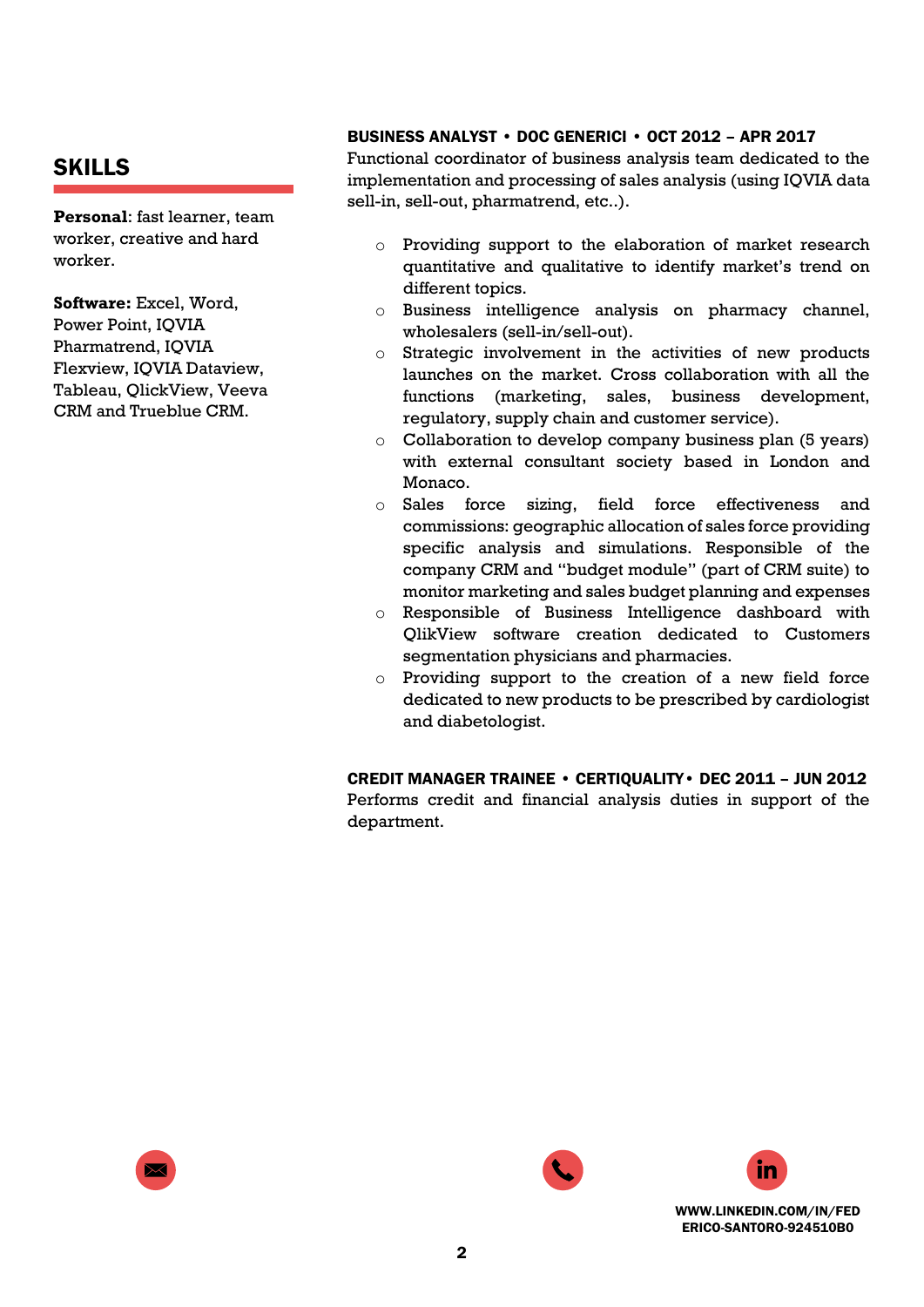## SKILLS

**Personal**: fast learner, team worker, creative and hard worker.

**Software:** Excel, Word, Power Point, IQVIA Pharmatrend, IQVIA Flexview, IQVIA Dataview, Tableau, QlickView, Veeva CRM and Trueblue CRM.

**BUSINESS ANALYST • DOC GENERICI • OCT 2012 – APR 2017**

Functional coordinator of business analysis team dedicated to the implementation and processing of sales analysis (using IQVIA data sell-in, sell-out, pharmatrend, etc..).

- Providing support to the elaboration of market research quantitative and qualitative to identify market's trend on different topics.
- Business intelligence analysis on pharmacy channel, wholesalers (sell-in/sell-out).
- Strategic involvement in the activities of new products launches on the market. Cross collaboration with all the functions (marketing, sales, business development, regulatory, supply chain and customer service).
- Collaboration to develop company business plan (5 years) with external consultant society based in London and Monaco.
- Sales force sizing, field force effectiveness and commissions: geographic allocation of sales force providing specific analysis and simulations. Responsible of the company CRM and "budget module" (part of CRM suite) to monitor marketing and sales budget planning and expenses
- Responsible of Business Intelligence dashboard with QlikView software creation dedicated to Customers segmentation physicians and pharmacies.
- Providing support to the creation of a new field force dedicated to new products to be prescribed by cardiologist and diabetologist.

**CREDIT MANAGER TRAINEE • CERTIQUALITY • DEC 2011 – JUN 2012**

Performs credit and financial analysis duties in support of the department.

WWW.LINKEDIN.COM/IN/FEDERICO-SANTORO-924510B0